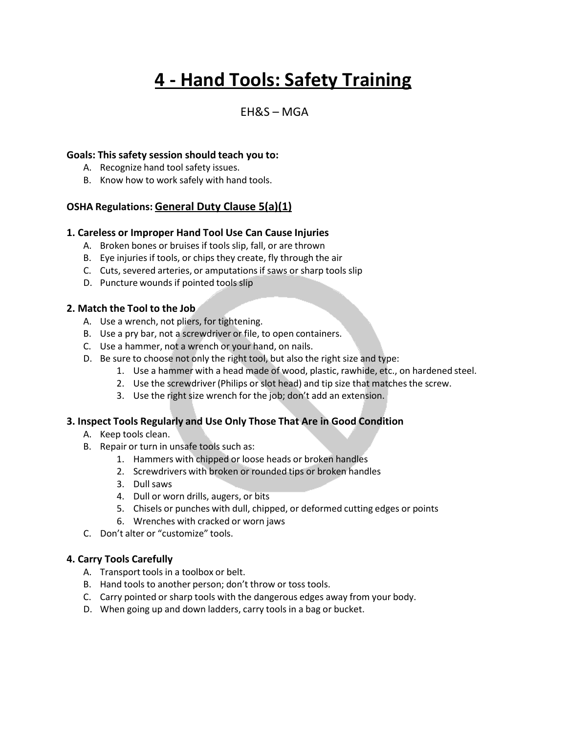# 4 - Hand Tools: Safety Training

EH&S – MGA

**Goals: This safety session should teach you to:**

A. Recognize hand tool safety issues.
B. Know how to work safely with hand tools.

**OSHA Regulations: General Duty Clause 5(a)(1)**

### 1. Careless or Improper Hand Tool Use Can Cause Injuries

A. Broken bones or bruises if tools slip, fall, or are thrown
B. Eye injuries if tools, or chips they create, fly through the air
C. Cuts, severed arteries, or amputations if saws or sharp tools slip
D. Puncture wounds if pointed tools slip

### 2. Match the Tool to the Job

A. Use a wrench, not pliers, for tightening.
B. Use a pry bar, not a screwdriver or file, to open containers.
C. Use a hammer, not a wrench or your hand, on nails.
D. Be sure to choose not only the right tool, but also the right size and type:
   1. Use a hammer with a head made of wood, plastic, rawhide, etc., on hardened steel.
   2. Use the screwdriver (Philips or slot head) and tip size that matches the screw.
   3. Use the right size wrench for the job; don't add an extension.

### 3. Inspect Tools Regularly and Use Only Those That Are in Good Condition

A. Keep tools clean.
B. Repair or turn in unsafe tools such as:
   1. Hammers with chipped or loose heads or broken handles
   2. Screwdrivers with broken or rounded tips or broken handles
   3. Dull saws
   4. Dull or worn drills, augers, or bits
   5. Chisels or punches with dull, chipped, or deformed cutting edges or points
   6. Wrenches with cracked or worn jaws
C. Don't alter or "customize" tools.

### 4. Carry Tools Carefully

A. Transport tools in a toolbox or belt.
B. Hand tools to another person; don't throw or toss tools.
C. Carry pointed or sharp tools with the dangerous edges away from your body.
D. When going up and down ladders, carry tools in a bag or bucket.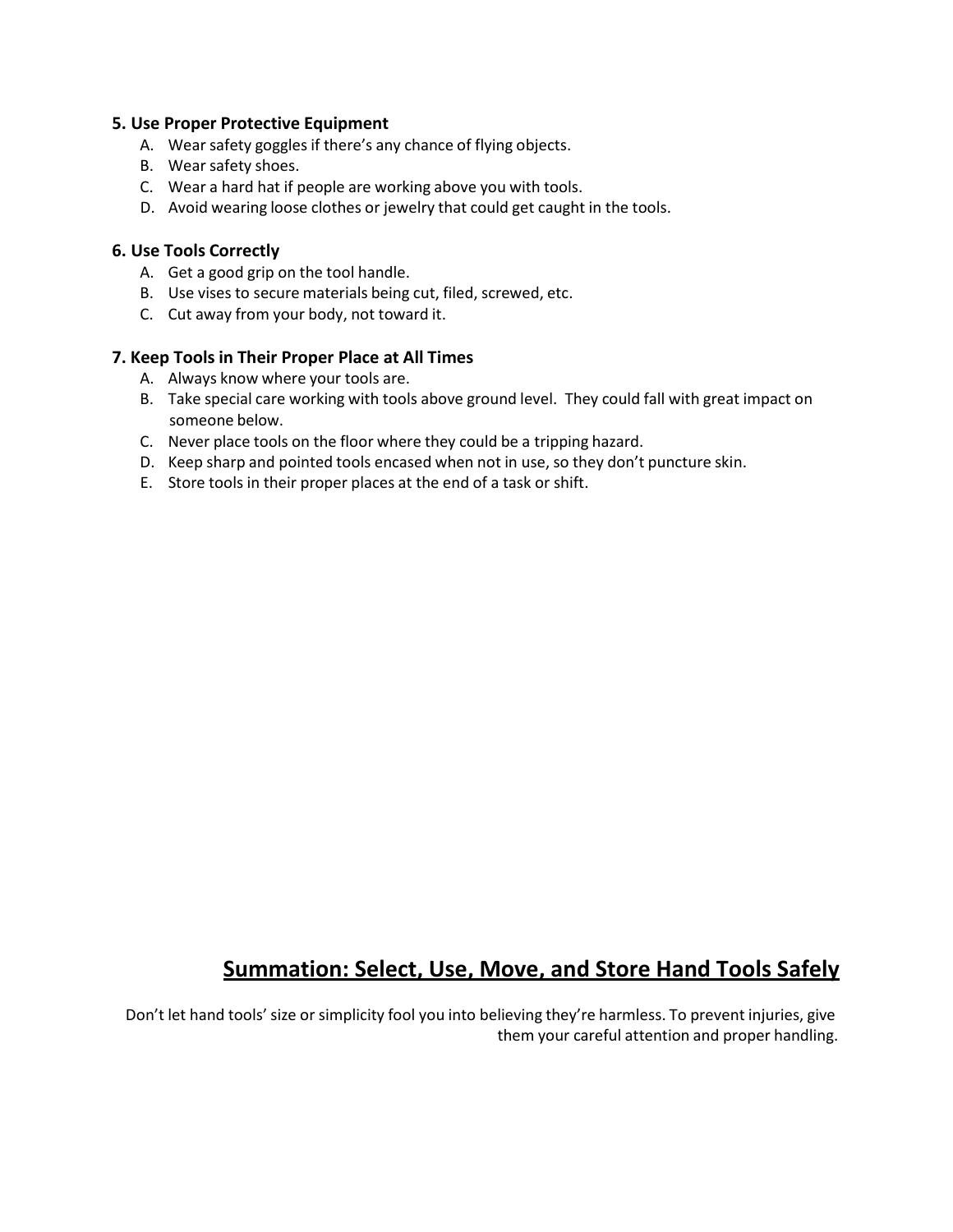**5. Use Proper Protective Equipment**

A. Wear safety goggles if there's any chance of flying objects.
B. Wear safety shoes.
C. Wear a hard hat if people are working above you with tools.
D. Avoid wearing loose clothes or jewelry that could get caught in the tools.

**6. Use Tools Correctly**

A. Get a good grip on the tool handle.
B. Use vises to secure materials being cut, filed, screwed, etc.
C. Cut away from your body, not toward it.

**7. Keep Tools in Their Proper Place at All Times**

A. Always know where your tools are.
B. Take special care working with tools above ground level. They could fall with great impact on someone below.
C. Never place tools on the floor where they could be a tripping hazard.
D. Keep sharp and pointed tools encased when not in use, so they don't puncture skin.
E. Store tools in their proper places at the end of a task or shift.

## Summation: Select, Use, Move, and Store Hand Tools Safely

Don't let hand tools' size or simplicity fool you into believing they're harmless. To prevent injuries, give them your careful attention and proper handling.